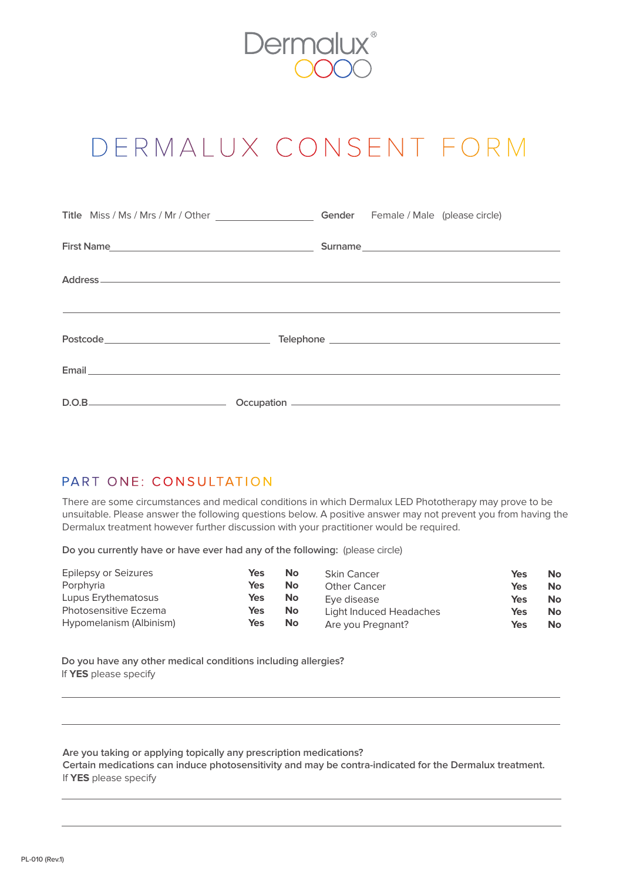Dermalux®

# DERMALUX CONSENT FORM

**Title** Miss / Ms / Mrs / Mr / Other ____________ **Gender** Female / Male (please circle)

**First Name** ____________________ **Surname** ____________________

**Address** ________________________________________

________________________________________

**Postcode** ____________________ **Telephone** ____________________

**Email** ________________________________________

**D.O.B** ____________________ **Occupation** ____________________

## PART ONE: CONSULTATION

There are some circumstances and medical conditions in which Dermalux LED Phototherapy may prove to be unsuitable. Please answer the following questions below. A positive answer may not prevent you from having the Dermalux treatment however further discussion with your practitioner would be required.

**Do you currently have or have ever had any of the following:** (please circle)

| | | | | | |
|---|---|---|---|---|---|
| Epilepsy or Seizures | **Yes** | **No** | Skin Cancer | **Yes** | **No** |
| Porphyria | **Yes** | **No** | Other Cancer | **Yes** | **No** |
| Lupus Erythematosus | **Yes** | **No** | Eye disease | **Yes** | **No** |
| Photosensitive Eczema | **Yes** | **No** | Light Induced Headaches | **Yes** | **No** |
| Hypomelanism (Albinism) | **Yes** | **No** | Are you Pregnant? | **Yes** | **No** |

**Do you have any other medical conditions including allergies?**
If **YES** please specify

________________________________________

________________________________________

**Are you taking or applying topically any prescription medications?**
**Certain medications can induce photosensitivity and may be contra-indicated for the Dermalux treatment.**
If **YES** please specify

________________________________________

________________________________________

PL-010 (Rev.1)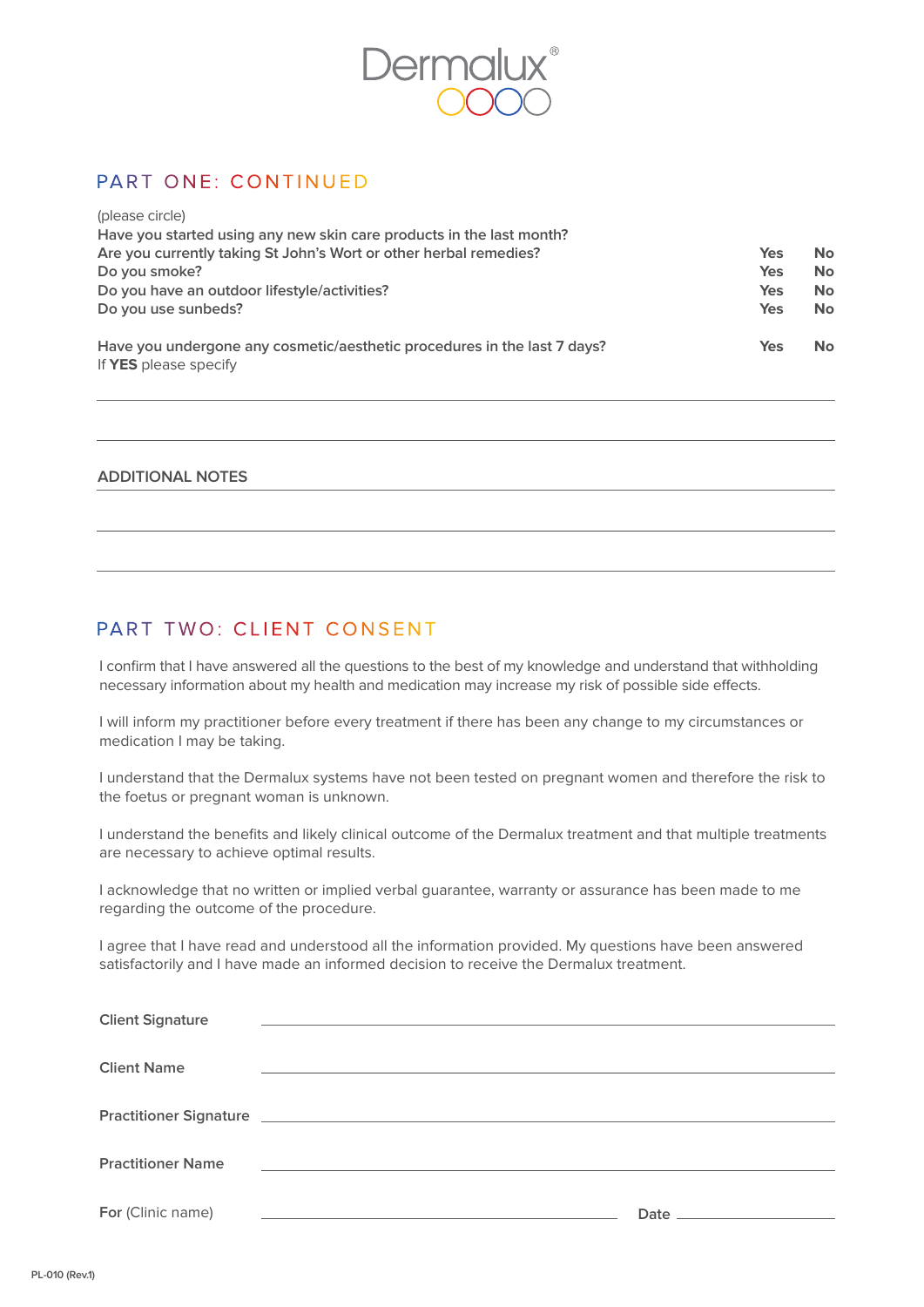Dermalux®

## PART ONE: CONTINUED

(please circle)

| | | |
|---|---|---|
| **Have you started using any new skin care products in the last month?** | | |
| **Are you currently taking St John's Wort or other herbal remedies?** | **Yes** | **No** |
| **Do you smoke?** | **Yes** | **No** |
| **Do you have an outdoor lifestyle/activities?** | **Yes** | **No** |
| **Do you use sunbeds?** | **Yes** | **No** |
| **Have you undergone any cosmetic/aesthetic procedures in the last 7 days?** | **Yes** | **No** |

If **YES** please specify

\_\_\_\_\_\_\_\_\_\_\_\_\_\_\_\_\_\_\_\_\_\_\_\_\_\_\_\_\_\_\_\_\_\_\_\_\_\_\_\_

\_\_\_\_\_\_\_\_\_\_\_\_\_\_\_\_\_\_\_\_\_\_\_\_\_\_\_\_\_\_\_\_\_\_\_\_\_\_\_\_

**ADDITIONAL NOTES** \_\_\_\_\_\_\_\_\_\_\_\_\_\_\_\_\_\_\_\_\_\_\_\_\_\_\_\_\_\_

\_\_\_\_\_\_\_\_\_\_\_\_\_\_\_\_\_\_\_\_\_\_\_\_\_\_\_\_\_\_\_\_\_\_\_\_\_\_\_\_

\_\_\_\_\_\_\_\_\_\_\_\_\_\_\_\_\_\_\_\_\_\_\_\_\_\_\_\_\_\_\_\_\_\_\_\_\_\_\_\_

## PART TWO: CLIENT CONSENT

I confirm that I have answered all the questions to the best of my knowledge and understand that withholding necessary information about my health and medication may increase my risk of possible side effects.

I will inform my practitioner before every treatment if there has been any change to my circumstances or medication I may be taking.

I understand that the Dermalux systems have not been tested on pregnant women and therefore the risk to the foetus or pregnant woman is unknown.

I understand the benefits and likely clinical outcome of the Dermalux treatment and that multiple treatments are necessary to achieve optimal results.

I acknowledge that no written or implied verbal guarantee, warranty or assurance has been made to me regarding the outcome of the procedure.

I agree that I have read and understood all the information provided. My questions have been answered satisfactorily and I have made an informed decision to receive the Dermalux treatment.

**Client Signature** \_\_\_\_\_\_\_\_\_\_\_\_\_\_\_\_\_\_\_\_\_\_\_\_\_\_\_\_\_\_

**Client Name** \_\_\_\_\_\_\_\_\_\_\_\_\_\_\_\_\_\_\_\_\_\_\_\_\_\_\_\_\_\_

**Practitioner Signature** \_\_\_\_\_\_\_\_\_\_\_\_\_\_\_\_\_\_\_\_\_\_\_\_\_\_\_\_\_\_

**Practitioner Name** \_\_\_\_\_\_\_\_\_\_\_\_\_\_\_\_\_\_\_\_\_\_\_\_\_\_\_\_\_\_

**For** (Clinic name) \_\_\_\_\_\_\_\_\_\_\_\_\_\_\_\_\_\_\_\_ **Date** \_\_\_\_\_\_\_\_\_\_

PL-010 (Rev.1)